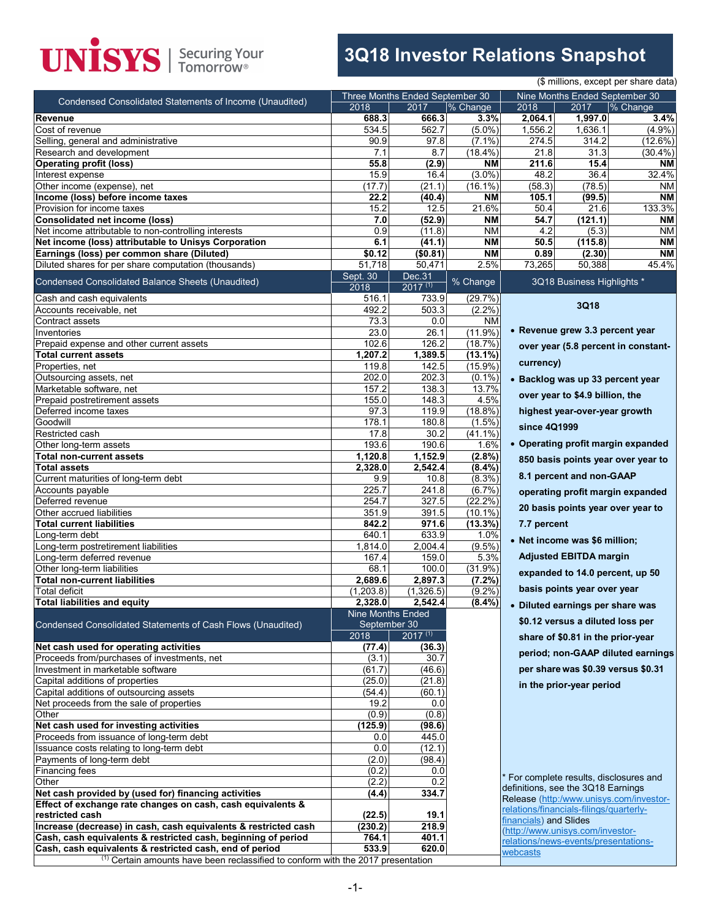# UNISYS | Securing Your Tomorrow®

# 3Q18 Investor Relations Snapshot

($ millions, except per share data)

| Condensed Consolidated Statements of Income (Unaudited) | Three Months Ended September 30 | | | Nine Months Ended September 30 | | |
|---|---|---|---|---|---|---|
| | 2018 | 2017 | % Change | 2018 | 2017 | % Change |
| **Revenue** | **688.3** | **666.3** | **3.3%** | **2,064.1** | **1,997.0** | **3.4%** |
| Cost of revenue | 534.5 | 562.7 | (5.0%) | 1,556.2 | 1,636.1 | (4.9%) |
| Selling, general and administrative | 90.9 | 97.8 | (7.1%) | 274.5 | 314.2 | (12.6%) |
| Research and development | 7.1 | 8.7 | (18.4%) | 21.8 | 31.3 | (30.4%) |
| **Operating profit (loss)** | **55.8** | **(2.9)** | **NM** | **211.6** | **15.4** | **NM** |
| Interest expense | 15.9 | 16.4 | (3.0%) | 48.2 | 36.4 | 32.4% |
| Other income (expense), net | (17.7) | (21.1) | (16.1%) | (58.3) | (78.5) | NM |
| **Income (loss) before income taxes** | **22.2** | **(40.4)** | **NM** | **105.1** | **(99.5)** | **NM** |
| Provision for income taxes | 15.2 | 12.5 | 21.6% | 50.4 | 21.6 | 133.3% |
| **Consolidated net income (loss)** | **7.0** | **(52.9)** | **NM** | **54.7** | **(121.1)** | **NM** |
| Net income attributable to non-controlling interests | 0.9 | (11.8) | NM | 4.2 | (5.3) | NM |
| **Net income (loss) attributable to Unisys Corporation** | **6.1** | **(41.1)** | **NM** | **50.5** | **(115.8)** | **NM** |
| **Earnings (loss) per common share (Diluted)** | **$0.12** | **($0.81)** | **NM** | **0.89** | **(2.30)** | **NM** |
| Diluted shares for per share computation (thousands) | 51,718 | 50,471 | 2.5% | 73,265 | 50,388 | 45.4% |

| Condensed Consolidated Balance Sheets (Unaudited) | Sept. 30 2018 | Dec.31 2017 [(1)] | % Change |
|---|---|---|---|
| Cash and cash equivalents | 516.1 | 733.9 | (29.7%) |
| Accounts receivable, net | 492.2 | 503.3 | (2.2%) |
| Contract assets | 73.3 | 0.0 | NM |
| Inventories | 23.0 | 26.1 | (11.9%) |
| Prepaid expense and other current assets | 102.6 | 126.2 | (18.7%) |
| **Total current assets** | **1,207.2** | **1,389.5** | **(13.1%)** |
| Properties, net | 119.8 | 142.5 | (15.9%) |
| Outsourcing assets, net | 202.0 | 202.3 | (0.1%) |
| Marketable software, net | 157.2 | 138.3 | 13.7% |
| Prepaid postretirement assets | 155.0 | 148.3 | 4.5% |
| Deferred income taxes | 97.3 | 119.9 | (18.8%) |
| Goodwill | 178.1 | 180.8 | (1.5%) |
| Restricted cash | 17.8 | 30.2 | (41.1%) |
| Other long-term assets | 193.6 | 190.6 | 1.6% |
| **Total non-current assets** | **1,120.8** | **1,152.9** | **(2.8%)** |
| **Total assets** | **2,328.0** | **2,542.4** | **(8.4%)** |
| Current maturities of long-term debt | 9.9 | 10.8 | (8.3%) |
| Accounts payable | 225.7 | 241.8 | (6.7%) |
| Deferred revenue | 254.7 | 327.5 | (22.2%) |
| Other accrued liabilities | 351.9 | 391.5 | (10.1%) |
| **Total current liabilities** | **842.2** | **971.6** | **(13.3%)** |
| Long-term debt | 640.1 | 633.9 | 1.0% |
| Long-term postretirement liabilities | 1,814.0 | 2,004.4 | (9.5%) |
| Long-term deferred revenue | 167.4 | 159.0 | 5.3% |
| Other long-term liabilities | 68.1 | 100.0 | (31.9%) |
| **Total non-current liabilities** | **2,689.6** | **2,897.3** | **(7.2%)** |
| Total deficit | (1,203.8) | (1,326.5) | (9.2%) |
| **Total liabilities and equity** | **2,328.0** | **2,542.4** | **(8.4%)** |

| Condensed Consolidated Statements of Cash Flows (Unaudited) | Nine Months Ended September 30 | |
|---|---|---|
| | 2018 | 2017 [(1)] |
| **Net cash used for operating activities** | **(77.4)** | **(36.3)** |
| Proceeds from/purchases of investments, net | (3.1) | 30.7 |
| Investment in marketable software | (61.7) | (46.6) |
| Capital additions of properties | (25.0) | (21.8) |
| Capital additions of outsourcing assets | (54.4) | (60.1) |
| Net proceeds from the sale of properties | 19.2 | 0.0 |
| Other | (0.9) | (0.8) |
| **Net cash used for investing activities** | **(125.9)** | **(98.6)** |
| Proceeds from issuance of long-term debt | 0.0 | 445.0 |
| Issuance costs relating to long-term debt | 0.0 | (12.1) |
| Payments of long-term debt | (2.0) | (98.4) |
| Financing fees | (0.2) | 0.0 |
| Other | (2.2) | 0.2 |
| **Net cash provided by (used for) financing activities** | **(4.4)** | **334.7** |
| **Effect of exchange rate changes on cash, cash equivalents & restricted cash** | **(22.5)** | **19.1** |
| **Increase (decrease) in cash, cash equivalents & restricted cash** | **(230.2)** | **218.9** |
| **Cash, cash equivalents & restricted cash, beginning of period** | **764.1** | **401.1** |
| **Cash, cash equivalents & restricted cash, end of period** | **533.9** | **620.0** |

[(1)] Certain amounts have been reclassified to conform with the 2017 presentation

## 3Q18 Business Highlights *

**3Q18**

- **Revenue grew 3.3 percent year over year (5.8 percent in constant-currency)**
- **Backlog was up 33 percent year over year to $4.9 billion, the highest year-over-year growth since 4Q1999**
- **Operating profit margin expanded 850 basis points year over year to 8.1 percent and non-GAAP operating profit margin expanded 20 basis points year over year to 7.7 percent**
- **Net income was $6 million; Adjusted EBITDA margin expanded to 14.0 percent, up 50 basis points year over year**
- **Diluted earnings per share was $0.12 versus a diluted loss per share of $0.81 in the prior-year period; non-GAAP diluted earnings per share was $0.39 versus $0.31 in the prior-year period**

\* For complete results, disclosures and definitions, see the 3Q18 Earnings Release (http:/www.unisys.com/investor-relations/financials-filings/quarterly-financials) and Slides (http://www.unisys.com/investor-relations/news-events/presentations-webcasts)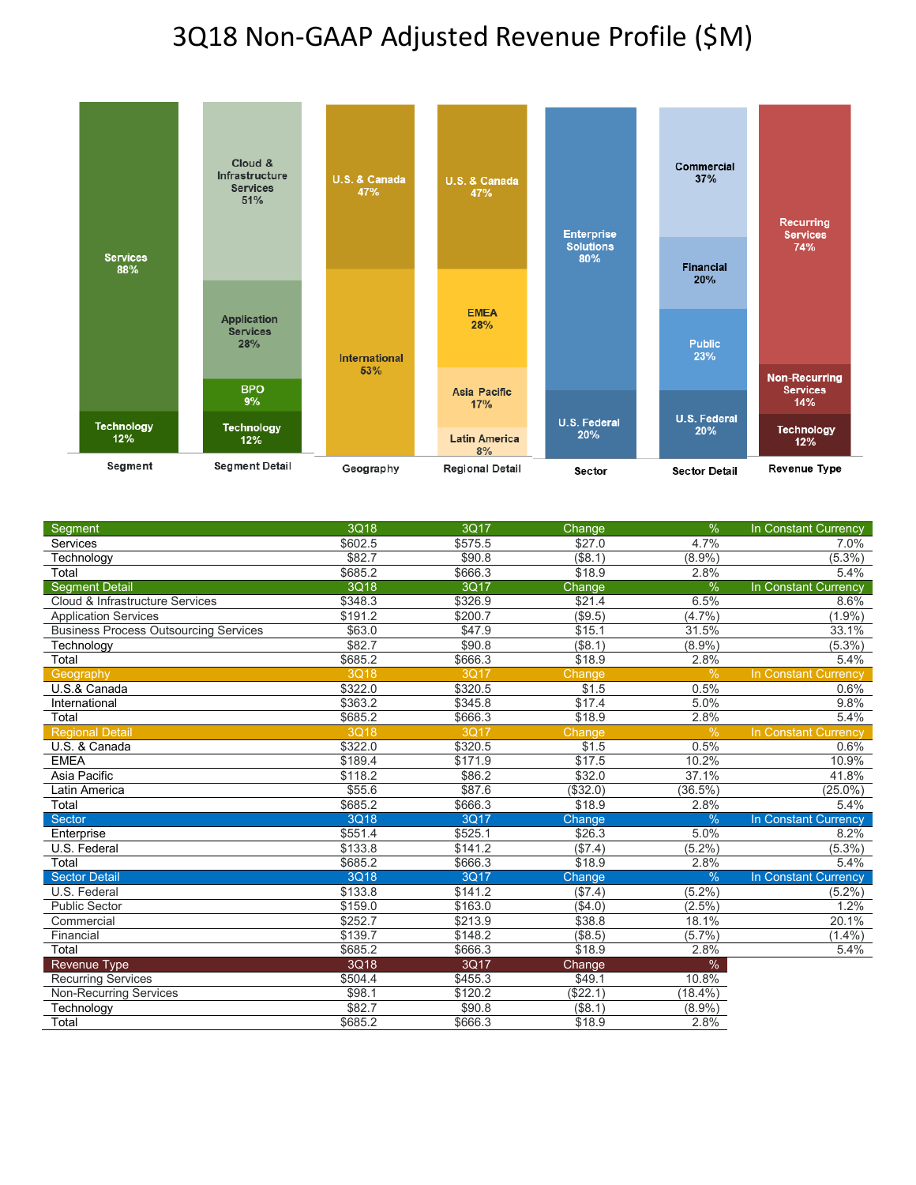# 3Q18 Non-GAAP Adjusted Revenue Profile ($M)

**Segment:** Services 88%, Technology 12%

**Segment Detail:** Cloud & Infrastructure Services 51%, Application Services 28%, BPO 9%, Technology 12%

**Geography:** U.S. & Canada 47%, International 53%

**Regional Detail:** U.S. & Canada 47%, EMEA 28%, Asia Pacific 17%, Latin America 8%

**Sector:** Enterprise Solutions 80%, U.S. Federal 20%

**Sector Detail:** Commercial 37%, Financial 20%, Public 23%, U.S. Federal 20%

**Revenue Type:** Recurring Services 74%, Non-Recurring Services 14%, Technology 12%

| Segment | 3Q18 | 3Q17 | Change | % | In Constant Currency |
|---|---|---|---|---|---|
| Services | $602.5 | $575.5 | $27.0 | 4.7% | 7.0% |
| Technology | $82.7 | $90.8 | ($8.1) | (8.9%) | (5.3%) |
| Total | $685.2 | $666.3 | $18.9 | 2.8% | 5.4% |
| **Segment Detail** | **3Q18** | **3Q17** | **Change** | **%** | **In Constant Currency** |
| Cloud & Infrastructure Services | $348.3 | $326.9 | $21.4 | 6.5% | 8.6% |
| Application Services | $191.2 | $200.7 | ($9.5) | (4.7%) | (1.9%) |
| Business Process Outsourcing Services | $63.0 | $47.9 | $15.1 | 31.5% | 33.1% |
| Technology | $82.7 | $90.8 | ($8.1) | (8.9%) | (5.3%) |
| Total | $685.2 | $666.3 | $18.9 | 2.8% | 5.4% |
| **Geography** | **3Q18** | **3Q17** | **Change** | **%** | **In Constant Currency** |
| U.S.& Canada | $322.0 | $320.5 | $1.5 | 0.5% | 0.6% |
| International | $363.2 | $345.8 | $17.4 | 5.0% | 9.8% |
| Total | $685.2 | $666.3 | $18.9 | 2.8% | 5.4% |
| **Regional Detail** | **3Q18** | **3Q17** | **Change** | **%** | **In Constant Currency** |
| U.S. & Canada | $322.0 | $320.5 | $1.5 | 0.5% | 0.6% |
| EMEA | $189.4 | $171.9 | $17.5 | 10.2% | 10.9% |
| Asia Pacific | $118.2 | $86.2 | $32.0 | 37.1% | 41.8% |
| Latin America | $55.6 | $87.6 | ($32.0) | (36.5%) | (25.0%) |
| Total | $685.2 | $666.3 | $18.9 | 2.8% | 5.4% |
| **Sector** | **3Q18** | **3Q17** | **Change** | **%** | **In Constant Currency** |
| Enterprise | $551.4 | $525.1 | $26.3 | 5.0% | 8.2% |
| U.S. Federal | $133.8 | $141.2 | ($7.4) | (5.2%) | (5.3%) |
| Total | $685.2 | $666.3 | $18.9 | 2.8% | 5.4% |
| **Sector Detail** | **3Q18** | **3Q17** | **Change** | **%** | **In Constant Currency** |
| U.S. Federal | $133.8 | $141.2 | ($7.4) | (5.2%) | (5.2%) |
| Public Sector | $159.0 | $163.0 | ($4.0) | (2.5%) | 1.2% |
| Commercial | $252.7 | $213.9 | $38.8 | 18.1% | 20.1% |
| Financial | $139.7 | $148.2 | ($8.5) | (5.7%) | (1.4%) |
| Total | $685.2 | $666.3 | $18.9 | 2.8% | 5.4% |
| **Revenue Type** | **3Q18** | **3Q17** | **Change** | **%** | |
| Recurring Services | $504.4 | $455.3 | $49.1 | 10.8% | |
| Non-Recurring Services | $98.1 | $120.2 | ($22.1) | (18.4%) | |
| Technology | $82.7 | $90.8 | ($8.1) | (8.9%) | |
| Total | $685.2 | $666.3 | $18.9 | 2.8% | |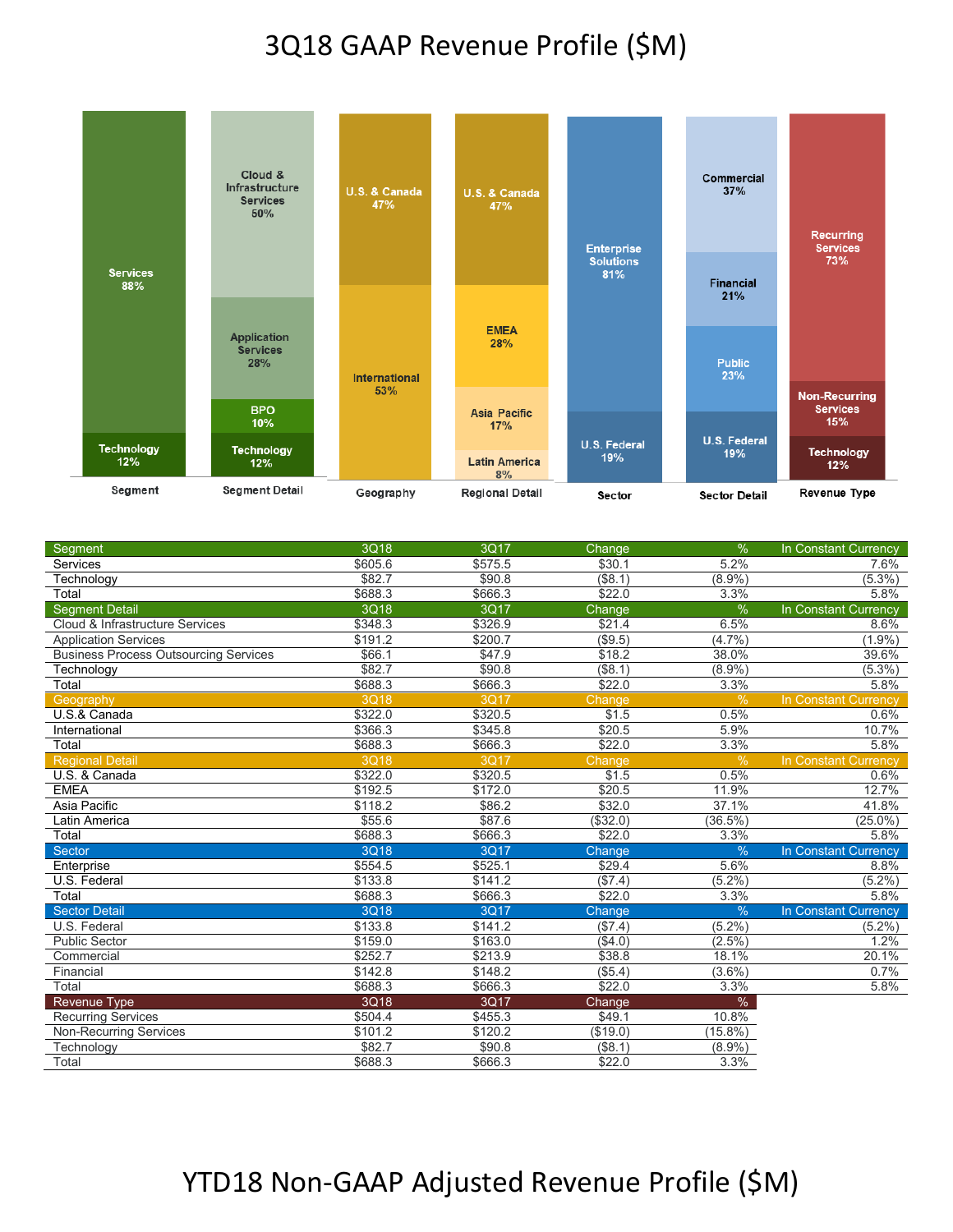# 3Q18 GAAP Revenue Profile ($M)

**Segment:** Services 88%, Technology 12%

**Segment Detail:** Cloud & Infrastructure Services 50%, Application Services 28%, BPO 10%, Technology 12%

**Geography:** U.S. & Canada 47%, International 53%

**Regional Detail:** U.S. & Canada 47%, EMEA 28%, Asia Pacific 17%, Latin America 8%

**Sector:** Enterprise Solutions 81%, U.S. Federal 19%

**Sector Detail:** Commercial 37%, Financial 21%, Public 23%, U.S. Federal 19%

**Revenue Type:** Recurring Services 73%, Non-Recurring Services 15%, Technology 12%

| Segment | 3Q18 | 3Q17 | Change | % | In Constant Currency |
|---|---|---|---|---|---|
| Services | $605.6 | $575.5 | $30.1 | 5.2% | 7.6% |
| Technology | $82.7 | $90.8 | ($8.1) | (8.9%) | (5.3%) |
| Total | $688.3 | $666.3 | $22.0 | 3.3% | 5.8% |
| **Segment Detail** | **3Q18** | **3Q17** | **Change** | **%** | **In Constant Currency** |
| Cloud & Infrastructure Services | $348.3 | $326.9 | $21.4 | 6.5% | 8.6% |
| Application Services | $191.2 | $200.7 | ($9.5) | (4.7%) | (1.9%) |
| Business Process Outsourcing Services | $66.1 | $47.9 | $18.2 | 38.0% | 39.6% |
| Technology | $82.7 | $90.8 | ($8.1) | (8.9%) | (5.3%) |
| Total | $688.3 | $666.3 | $22.0 | 3.3% | 5.8% |
| **Geography** | **3Q18** | **3Q17** | **Change** | **%** | **In Constant Currency** |
| U.S.& Canada | $322.0 | $320.5 | $1.5 | 0.5% | 0.6% |
| International | $366.3 | $345.8 | $20.5 | 5.9% | 10.7% |
| Total | $688.3 | $666.3 | $22.0 | 3.3% | 5.8% |
| **Regional Detail** | **3Q18** | **3Q17** | **Change** | **%** | **In Constant Currency** |
| U.S. & Canada | $322.0 | $320.5 | $1.5 | 0.5% | 0.6% |
| EMEA | $192.5 | $172.0 | $20.5 | 11.9% | 12.7% |
| Asia Pacific | $118.2 | $86.2 | $32.0 | 37.1% | 41.8% |
| Latin America | $55.6 | $87.6 | ($32.0) | (36.5%) | (25.0%) |
| Total | $688.3 | $666.3 | $22.0 | 3.3% | 5.8% |
| **Sector** | **3Q18** | **3Q17** | **Change** | **%** | **In Constant Currency** |
| Enterprise | $554.5 | $525.1 | $29.4 | 5.6% | 8.8% |
| U.S. Federal | $133.8 | $141.2 | ($7.4) | (5.2%) | (5.2%) |
| Total | $688.3 | $666.3 | $22.0 | 3.3% | 5.8% |
| **Sector Detail** | **3Q18** | **3Q17** | **Change** | **%** | **In Constant Currency** |
| U.S. Federal | $133.8 | $141.2 | ($7.4) | (5.2%) | (5.2%) |
| Public Sector | $159.0 | $163.0 | ($4.0) | (2.5%) | 1.2% |
| Commercial | $252.7 | $213.9 | $38.8 | 18.1% | 20.1% |
| Financial | $142.8 | $148.2 | ($5.4) | (3.6%) | 0.7% |
| Total | $688.3 | $666.3 | $22.0 | 3.3% | 5.8% |
| **Revenue Type** | **3Q18** | **3Q17** | **Change** | **%** | |
| Recurring Services | $504.4 | $455.3 | $49.1 | 10.8% | |
| Non-Recurring Services | $101.2 | $120.2 | ($19.0) | (15.8%) | |
| Technology | $82.7 | $90.8 | ($8.1) | (8.9%) | |
| Total | $688.3 | $666.3 | $22.0 | 3.3% | |

# YTD18 Non-GAAP Adjusted Revenue Profile ($M)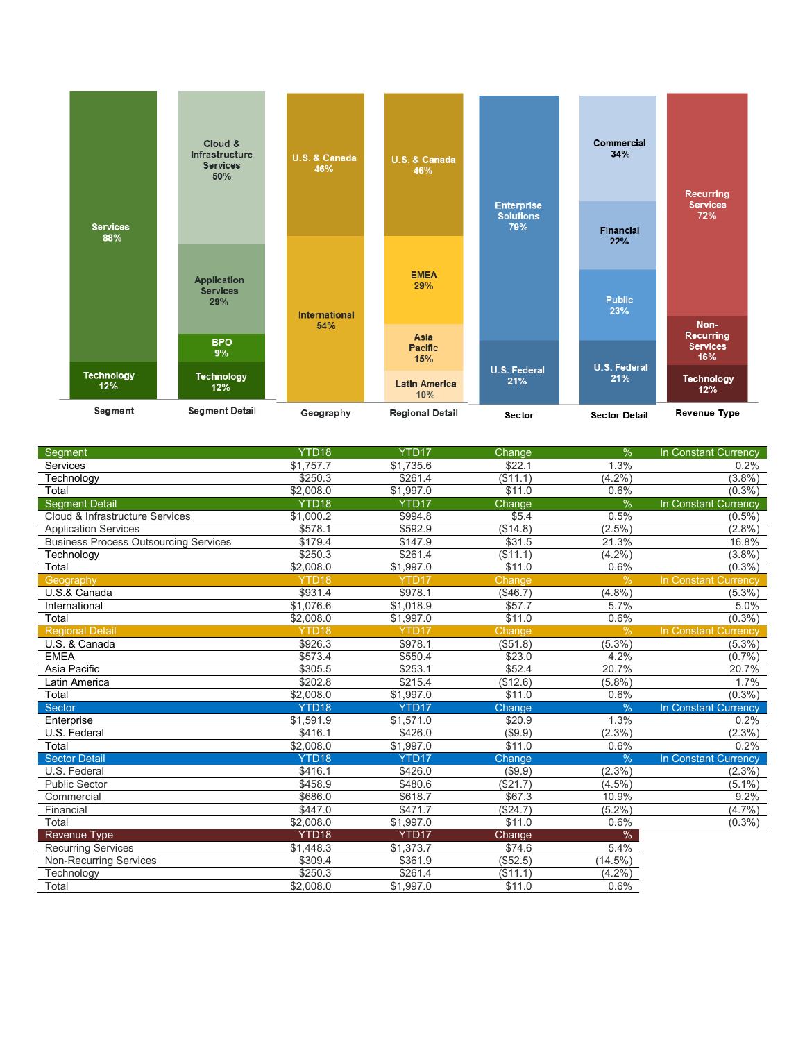| Segment | |
|---|---|
| Services | 88% |
| Technology | 12% |

| Segment Detail | |
|---|---|
| Cloud & Infrastructure Services | 50% |
| Application Services | 29% |
| BPO | 9% |
| Technology | 12% |

| Geography | |
|---|---|
| U.S. & Canada | 46% |
| International | 54% |

| Regional Detail | |
|---|---|
| U.S. & Canada | 46% |
| EMEA | 29% |
| Asia Pacific | 15% |
| Latin America | 10% |

| Sector | |
|---|---|
| Enterprise Solutions | 79% |
| U.S. Federal | 21% |

| Sector Detail | |
|---|---|
| Commercial | 34% |
| Financial | 22% |
| Public | 23% |
| U.S. Federal | 21% |

| Revenue Type | |
|---|---|
| Recurring Services | 72% |
| Non-Recurring Services | 16% |
| Technology | 12% |

| Segment | YTD18 | YTD17 | Change | % | In Constant Currency |
|---|---|---|---|---|---|
| Services | $1,757.7 | $1,735.6 | $22.1 | 1.3% | 0.2% |
| Technology | $250.3 | $261.4 | ($11.1) | (4.2%) | (3.8%) |
| Total | $2,008.0 | $1,997.0 | $11.0 | 0.6% | (0.3%) |
| **Segment Detail** | **YTD18** | **YTD17** | **Change** | **%** | **In Constant Currency** |
| Cloud & Infrastructure Services | $1,000.2 | $994.8 | $5.4 | 0.5% | (0.5%) |
| Application Services | $578.1 | $592.9 | ($14.8) | (2.5%) | (2.8%) |
| Business Process Outsourcing Services | $179.4 | $147.9 | $31.5 | 21.3% | 16.8% |
| Technology | $250.3 | $261.4 | ($11.1) | (4.2%) | (3.8%) |
| Total | $2,008.0 | $1,997.0 | $11.0 | 0.6% | (0.3%) |
| **Geography** | **YTD18** | **YTD17** | **Change** | **%** | **In Constant Currency** |
| U.S.& Canada | $931.4 | $978.1 | ($46.7) | (4.8%) | (5.3%) |
| International | $1,076.6 | $1,018.9 | $57.7 | 5.7% | 5.0% |
| Total | $2,008.0 | $1,997.0 | $11.0 | 0.6% | (0.3%) |
| **Regional Detail** | **YTD18** | **YTD17** | **Change** | **%** | **In Constant Currency** |
| U.S. & Canada | $926.3 | $978.1 | ($51.8) | (5.3%) | (5.3%) |
| EMEA | $573.4 | $550.4 | $23.0 | 4.2% | (0.7%) |
| Asia Pacific | $305.5 | $253.1 | $52.4 | 20.7% | 20.7% |
| Latin America | $202.8 | $215.4 | ($12.6) | (5.8%) | 1.7% |
| Total | $2,008.0 | $1,997.0 | $11.0 | 0.6% | (0.3%) |
| **Sector** | **YTD18** | **YTD17** | **Change** | **%** | **In Constant Currency** |
| Enterprise | $1,591.9 | $1,571.0 | $20.9 | 1.3% | 0.2% |
| U.S. Federal | $416.1 | $426.0 | ($9.9) | (2.3%) | (2.3%) |
| Total | $2,008.0 | $1,997.0 | $11.0 | 0.6% | 0.2% |
| **Sector Detail** | **YTD18** | **YTD17** | **Change** | **%** | **In Constant Currency** |
| U.S. Federal | $416.1 | $426.0 | ($9.9) | (2.3%) | (2.3%) |
| Public Sector | $458.9 | $480.6 | ($21.7) | (4.5%) | (5.1%) |
| Commercial | $686.0 | $618.7 | $67.3 | 10.9% | 9.2% |
| Financial | $447.0 | $471.7 | ($24.7) | (5.2%) | (4.7%) |
| Total | $2,008.0 | $1,997.0 | $11.0 | 0.6% | (0.3%) |
| **Revenue Type** | **YTD18** | **YTD17** | **Change** | **%** | |
| Recurring Services | $1,448.3 | $1,373.7 | $74.6 | 5.4% | |
| Non-Recurring Services | $309.4 | $361.9 | ($52.5) | (14.5%) | |
| Technology | $250.3 | $261.4 | ($11.1) | (4.2%) | |
| Total | $2,008.0 | $1,997.0 | $11.0 | 0.6% | |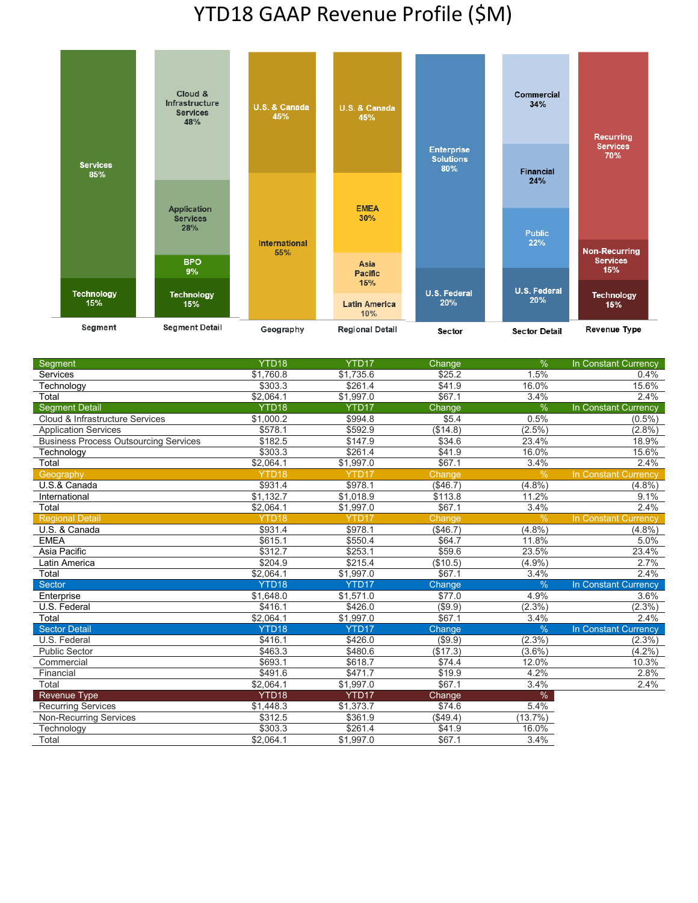# YTD18 GAAP Revenue Profile ($M)

Services
85%

Technology
15%

Segment

Cloud & Infrastructure Services
48%

Application Services
28%

BPO
9%

Technology
15%

Segment Detail

U.S. & Canada
45%

International
55%

Geography

U.S. & Canada
45%

EMEA
30%

Asia Pacific
15%

Latin America
10%

Regional Detail

Enterprise Solutions
80%

U.S. Federal
20%

Sector

Commercial
34%

Financial
24%

Public
22%

U.S. Federal
20%

Sector Detail

Recurring Services
70%

Non-Recurring Services
15%

Technology
15%

Revenue Type

| Segment | YTD18 | YTD17 | Change | % | In Constant Currency |
|---|---|---|---|---|---|
| Services | $1,760.8 | $1,735.6 | $25.2 | 1.5% | 0.4% |
| Technology | $303.3 | $261.4 | $41.9 | 16.0% | 15.6% |
| Total | $2,064.1 | $1,997.0 | $67.1 | 3.4% | 2.4% |
| **Segment Detail** | **YTD18** | **YTD17** | **Change** | **%** | **In Constant Currency** |
| Cloud & Infrastructure Services | $1,000.2 | $994.8 | $5.4 | 0.5% | (0.5%) |
| Application Services | $578.1 | $592.9 | ($14.8) | (2.5%) | (2.8%) |
| Business Process Outsourcing Services | $182.5 | $147.9 | $34.6 | 23.4% | 18.9% |
| Technology | $303.3 | $261.4 | $41.9 | 16.0% | 15.6% |
| Total | $2,064.1 | $1,997.0 | $67.1 | 3.4% | 2.4% |
| **Geography** | **YTD18** | **YTD17** | **Change** | **%** | **In Constant Currency** |
| U.S.& Canada | $931.4 | $978.1 | ($46.7) | (4.8%) | (4.8%) |
| International | $1,132.7 | $1,018.9 | $113.8 | 11.2% | 9.1% |
| Total | $2,064.1 | $1,997.0 | $67.1 | 3.4% | 2.4% |
| **Regional Detail** | **YTD18** | **YTD17** | **Change** | **%** | **In Constant Currency** |
| U.S. & Canada | $931.4 | $978.1 | ($46.7) | (4.8%) | (4.8%) |
| EMEA | $615.1 | $550.4 | $64.7 | 11.8% | 5.0% |
| Asia Pacific | $312.7 | $253.1 | $59.6 | 23.5% | 23.4% |
| Latin America | $204.9 | $215.4 | ($10.5) | (4.9%) | 2.7% |
| Total | $2,064.1 | $1,997.0 | $67.1 | 3.4% | 2.4% |
| **Sector** | **YTD18** | **YTD17** | **Change** | **%** | **In Constant Currency** |
| Enterprise | $1,648.0 | $1,571.0 | $77.0 | 4.9% | 3.6% |
| U.S. Federal | $416.1 | $426.0 | ($9.9) | (2.3%) | (2.3%) |
| Total | $2,064.1 | $1,997.0 | $67.1 | 3.4% | 2.4% |
| **Sector Detail** | **YTD18** | **YTD17** | **Change** | **%** | **In Constant Currency** |
| U.S. Federal | $416.1 | $426.0 | ($9.9) | (2.3%) | (2.3%) |
| Public Sector | $463.3 | $480.6 | ($17.3) | (3.6%) | (4.2%) |
| Commercial | $693.1 | $618.7 | $74.4 | 12.0% | 10.3% |
| Financial | $491.6 | $471.7 | $19.9 | 4.2% | 2.8% |
| Total | $2,064.1 | $1,997.0 | $67.1 | 3.4% | 2.4% |
| **Revenue Type** | **YTD18** | **YTD17** | **Change** | **%** | |
| Recurring Services | $1,448.3 | $1,373.7 | $74.6 | 5.4% | |
| Non-Recurring Services | $312.5 | $361.9 | ($49.4) | (13.7%) | |
| Technology | $303.3 | $261.4 | $41.9 | 16.0% | |
| Total | $2,064.1 | $1,997.0 | $67.1 | 3.4% | |